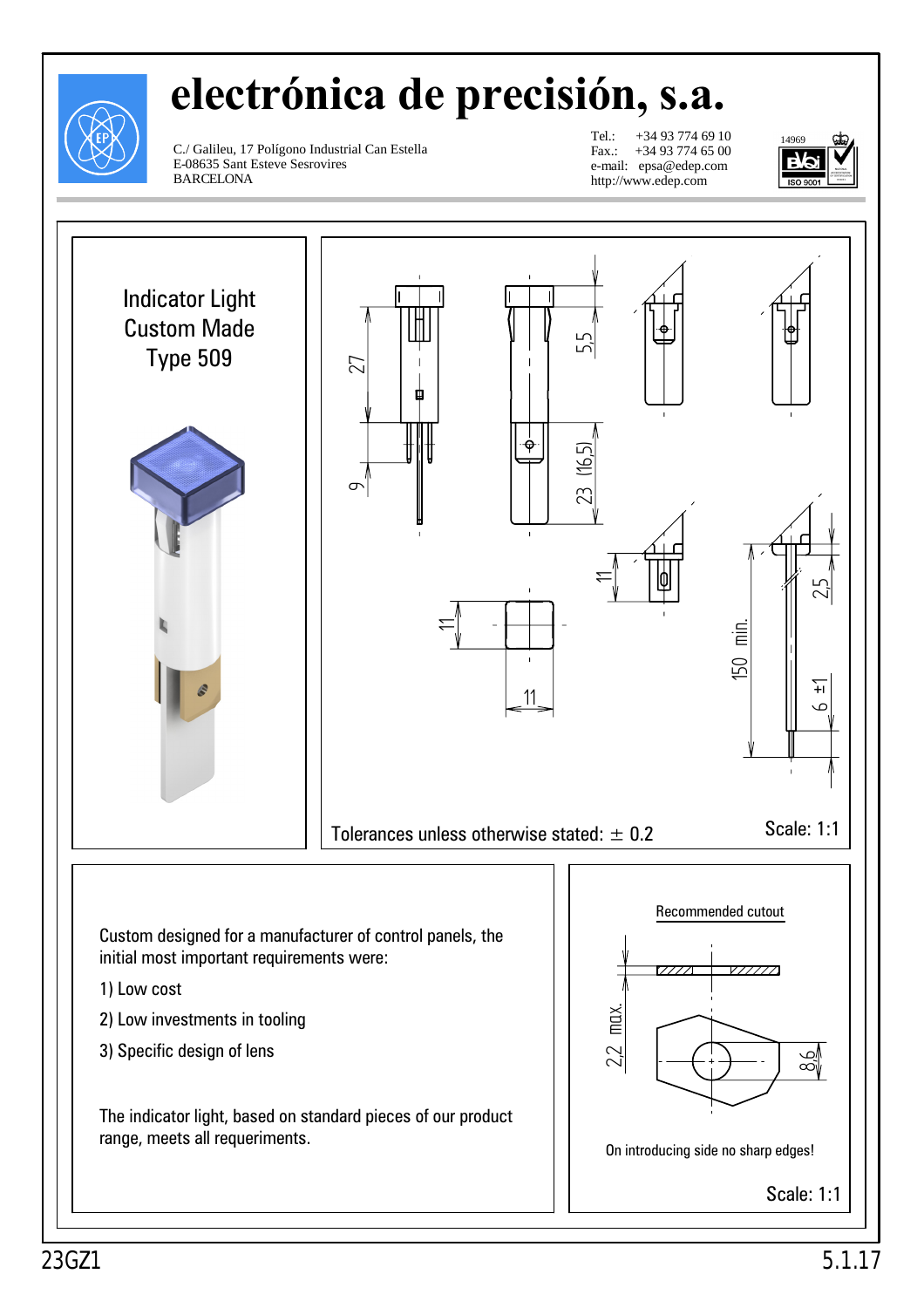# electrónica de precisión, s.a.

C./ Galileu, 17 Polígono Industrial Can Estella
E-08635 Sant Esteve Sesrovires
BARCELONA

Tel.: +34 93 774 69 10
Fax.: +34 93 774 65 00
e-mail: epsa@edep.com
http://www.edep.com

14969
ISO 9001

## Indicator Light
## Custom Made
## Type 509

27

9

5,5

23 (16,5)

11

11

11

150 min.

2,5

6 ±1

Tolerances unless otherwise stated: ± 0.2

Scale: 1:1

Custom designed for a manufacturer of control panels, the initial most important requirements were:

1) Low cost

2) Low investments in tooling

3) Specific design of lens

The indicator light, based on standard pieces of our product range, meets all requeriments.

Recommended cutout

2,2 max.

8,6

On introducing side no sharp edges!

Scale: 1:1

23GZ1

5.1.17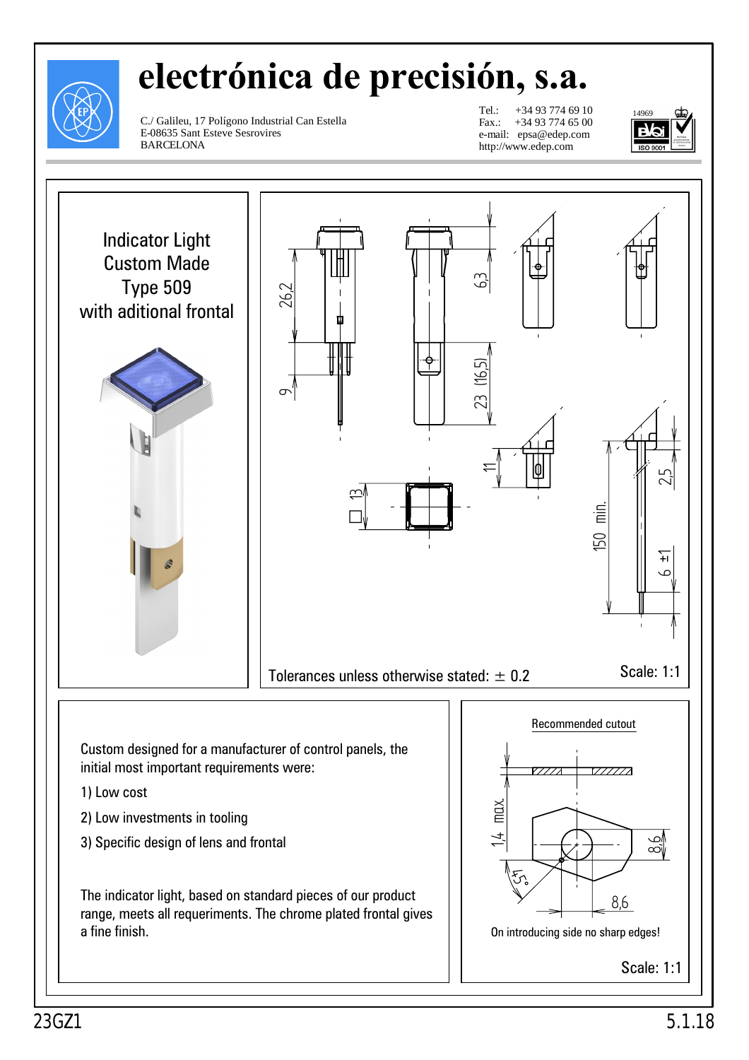# electrónica de precisión, s.a.

C./ Galileu, 17 Polígono Industrial Can Estella
E-08635 Sant Esteve Sesrovires
BARCELONA

Tel.: +34 93 774 69 10
Fax.: +34 93 774 65 00
e-mail: epsa@edep.com
http://www.edep.com

## Indicator Light Custom Made Type 509 with aditional frontal

26,2

9

6,3

23 (16,5)

11

13

150 min.

2,5

6 ±1

Tolerances unless otherwise stated: ± 0.2

Scale: 1:1

Custom designed for a manufacturer of control panels, the initial most important requirements were:

1) Low cost

2) Low investments in tooling

3) Specific design of lens and frontal

The indicator light, based on standard pieces of our product range, meets all requeriments. The chrome plated frontal gives a fine finish.

Recommended cutout

1,4 max.

8,6

45°

8,6

On introducing side no sharp edges!

Scale: 1:1

23GZ1

5.1.18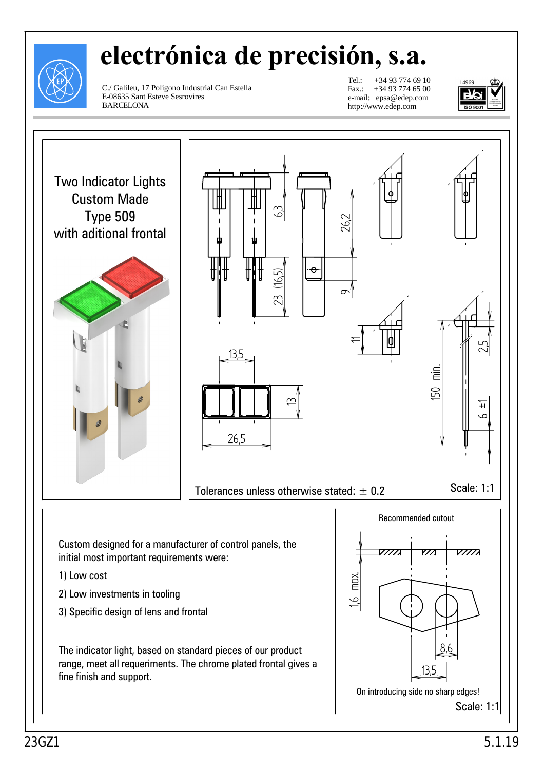# electrónica de precisión, s.a.

C./ Galileu, 17 Polígono Industrial Can Estella
E-08635 Sant Esteve Sesrovires
BARCELONA

Tel.: +34 93 774 69 10
Fax.: +34 93 774 65 00
e-mail: epsa@edep.com
http://www.edep.com

## Two Indicator Lights Custom Made Type 509 with aditional frontal

6,3

26,2

23 (16,5)

9

11

13,5

13

26,5

150 min.

2,5

6 ±1

Tolerances unless otherwise stated: ± 0.2

Scale: 1:1

Custom designed for a manufacturer of control panels, the initial most important requirements were:

1) Low cost

2) Low investments in tooling

3) Specific design of lens and frontal

The indicator light, based on standard pieces of our product range, meet all requeriments. The chrome plated frontal gives a fine finish and support.

Recommended cutout

1,6 max.

8,6

13,5

On introducing side no sharp edges!

Scale: 1:1

23GZ1

5.1.19